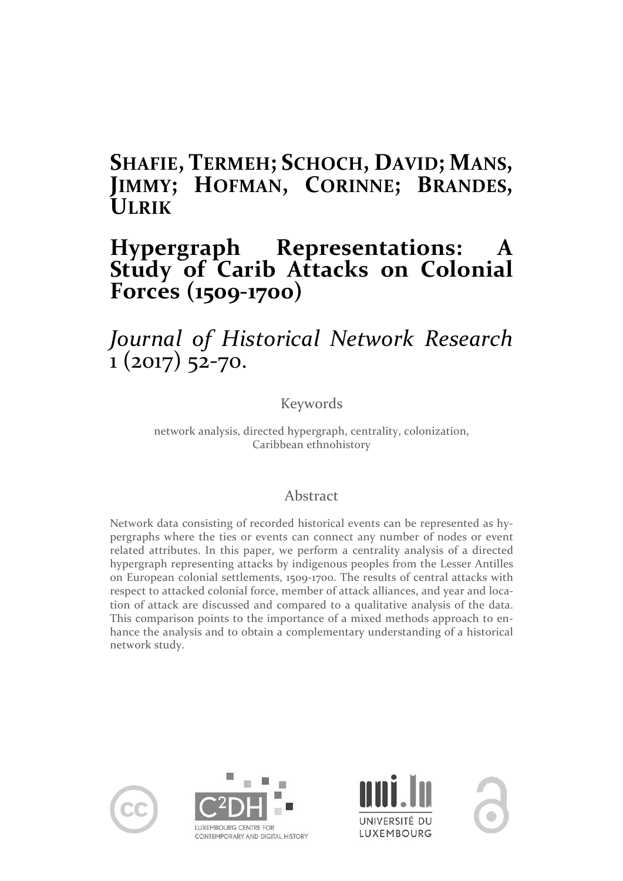**Shafie, Termeh; Schoch, David; Mans, Jimmy; Hofman, Corinne; Brandes, Ulrik**

# Hypergraph Representations: A Study of Carib Attacks on Colonial Forces (1509-1700)

*Journal of Historical Network Research* 1 (2017) 52-70.

## Keywords

network analysis, directed hypergraph, centrality, colonization, Caribbean ethnohistory

## Abstract

Network data consisting of recorded historical events can be represented as hypergraphs where the ties or events can connect any number of nodes or event related attributes. In this paper, we perform a centrality analysis of a directed hypergraph representing attacks by indigenous peoples from the Lesser Antilles on European colonial settlements, 1509-1700. The results of central attacks with respect to attacked colonial force, member of attack alliances, and year and location of attack are discussed and compared to a qualitative analysis of the data. This comparison points to the importance of a mixed methods approach to enhance the analysis and to obtain a complementary understanding of a historical network study.

C²DH LUXEMBOURG CENTRE FOR CONTEMPORARY AND DIGITAL HISTORY

UNIVERSITÉ DU LUXEMBOURG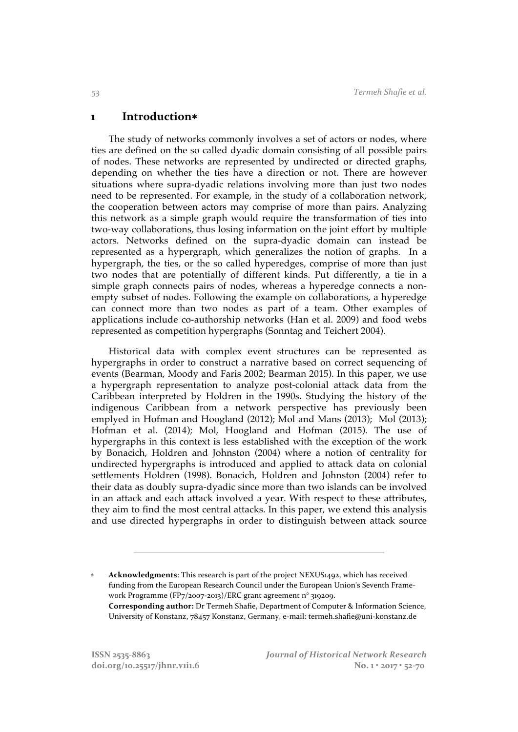# 1 Introduction*

The study of networks commonly involves a set of actors or nodes, where ties are defined on the so called dyadic domain consisting of all possible pairs of nodes. These networks are represented by undirected or directed graphs, depending on whether the ties have a direction or not. There are however situations where supra-dyadic relations involving more than just two nodes need to be represented. For example, in the study of a collaboration network, the cooperation between actors may comprise of more than pairs. Analyzing this network as a simple graph would require the transformation of ties into two-way collaborations, thus losing information on the joint effort by multiple actors. Networks defined on the supra-dyadic domain can instead be represented as a hypergraph, which generalizes the notion of graphs. In a hypergraph, the ties, or the so called hyperedges, comprise of more than just two nodes that are potentially of different kinds. Put differently, a tie in a simple graph connects pairs of nodes, whereas a hyperedge connects a non-empty subset of nodes. Following the example on collaborations, a hyperedge can connect more than two nodes as part of a team. Other examples of applications include co-authorship networks (Han et al. 2009) and food webs represented as competition hypergraphs (Sonntag and Teichert 2004).

Historical data with complex event structures can be represented as hypergraphs in order to construct a narrative based on correct sequencing of events (Bearman, Moody and Faris 2002; Bearman 2015). In this paper, we use a hypergraph representation to analyze post-colonial attack data from the Caribbean interpreted by Holdren in the 1990s. Studying the history of the indigenous Caribbean from a network perspective has previously been emplyed in Hofman and Hoogland (2012); Mol and Mans (2013); Mol (2013); Hofman et al. (2014); Mol, Hoogland and Hofman (2015). The use of hypergraphs in this context is less established with the exception of the work by Bonacich, Holdren and Johnston (2004) where a notion of centrality for undirected hypergraphs is introduced and applied to attack data on colonial settlements Holdren (1998). Bonacich, Holdren and Johnston (2004) refer to their data as doubly supra-dyadic since more than two islands can be involved in an attack and each attack involved a year. With respect to these attributes, they aim to find the most central attacks. In this paper, we extend this analysis and use directed hypergraphs in order to distinguish between attack source

---

* **Acknowledgments**: This research is part of the project NEXUS1492, which has received funding from the European Research Council under the European Union's Seventh Framework Programme (FP7/2007-2013)/ERC grant agreement n° 319209.
**Corresponding author:** Dr Termeh Shafie, Department of Computer & Information Science, University of Konstanz, 78457 Konstanz, Germany, e-mail: termeh.shafie@uni-konstanz.de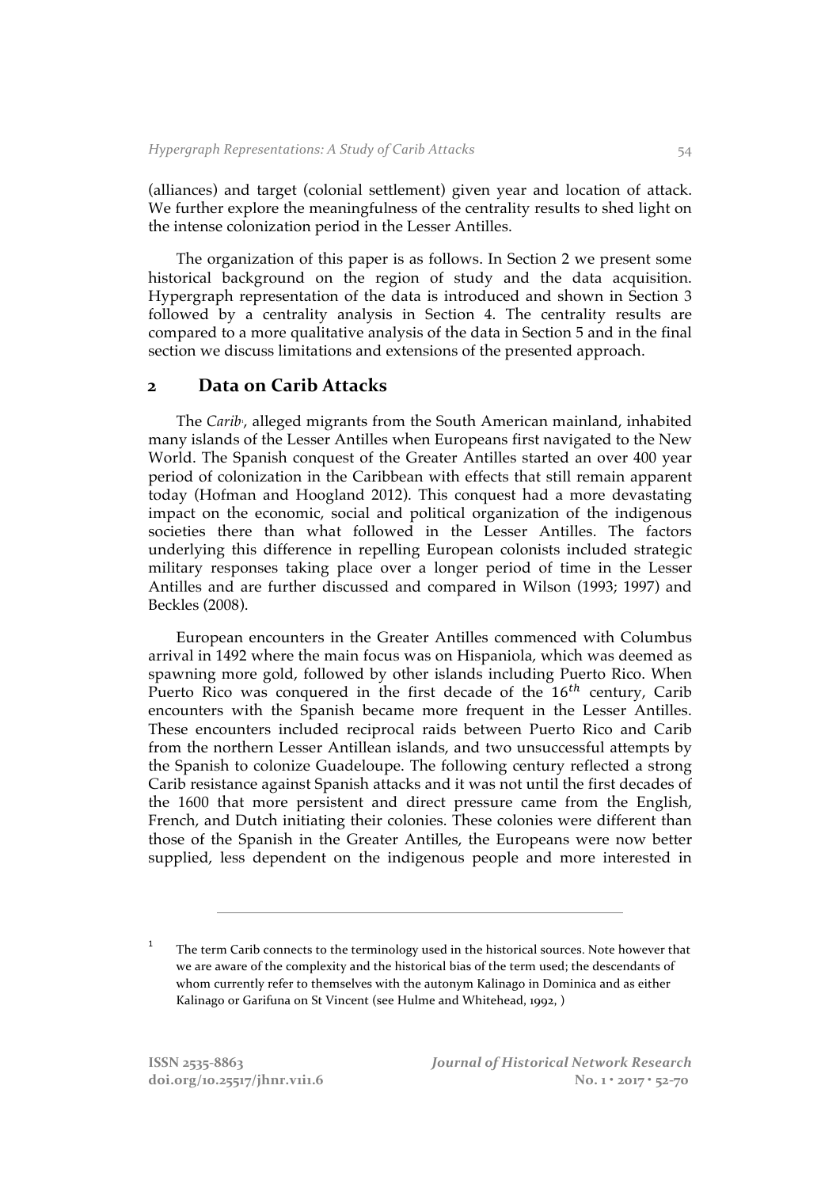(alliances) and target (colonial settlement) given year and location of attack. We further explore the meaningfulness of the centrality results to shed light on the intense colonization period in the Lesser Antilles.

The organization of this paper is as follows. In Section 2 we present some historical background on the region of study and the data acquisition. Hypergraph representation of the data is introduced and shown in Section 3 followed by a centrality analysis in Section 4. The centrality results are compared to a more qualitative analysis of the data in Section 5 and in the final section we discuss limitations and extensions of the presented approach.

## 2 Data on Carib Attacks

The *Carib*[1], alleged migrants from the South American mainland, inhabited many islands of the Lesser Antilles when Europeans first navigated to the New World. The Spanish conquest of the Greater Antilles started an over 400 year period of colonization in the Caribbean with effects that still remain apparent today (Hofman and Hoogland 2012). This conquest had a more devastating impact on the economic, social and political organization of the indigenous societies there than what followed in the Lesser Antilles. The factors underlying this difference in repelling European colonists included strategic military responses taking place over a longer period of time in the Lesser Antilles and are further discussed and compared in Wilson (1993; 1997) and Beckles (2008).

European encounters in the Greater Antilles commenced with Columbus arrival in 1492 where the main focus was on Hispaniola, which was deemed as spawning more gold, followed by other islands including Puerto Rico. When Puerto Rico was conquered in the first decade of the $16^{th}$ century, Carib encounters with the Spanish became more frequent in the Lesser Antilles. These encounters included reciprocal raids between Puerto Rico and Carib from the northern Lesser Antillean islands, and two unsuccessful attempts by the Spanish to colonize Guadeloupe. The following century reflected a strong Carib resistance against Spanish attacks and it was not until the first decades of the 1600 that more persistent and direct pressure came from the English, French, and Dutch initiating their colonies. These colonies were different than those of the Spanish in the Greater Antilles, the Europeans were now better supplied, less dependent on the indigenous people and more interested in

---

[1] The term Carib connects to the terminology used in the historical sources. Note however that we are aware of the complexity and the historical bias of the term used; the descendants of whom currently refer to themselves with the autonym Kalinago in Dominica and as either Kalinago or Garifuna on St Vincent (see Hulme and Whitehead, 1992, )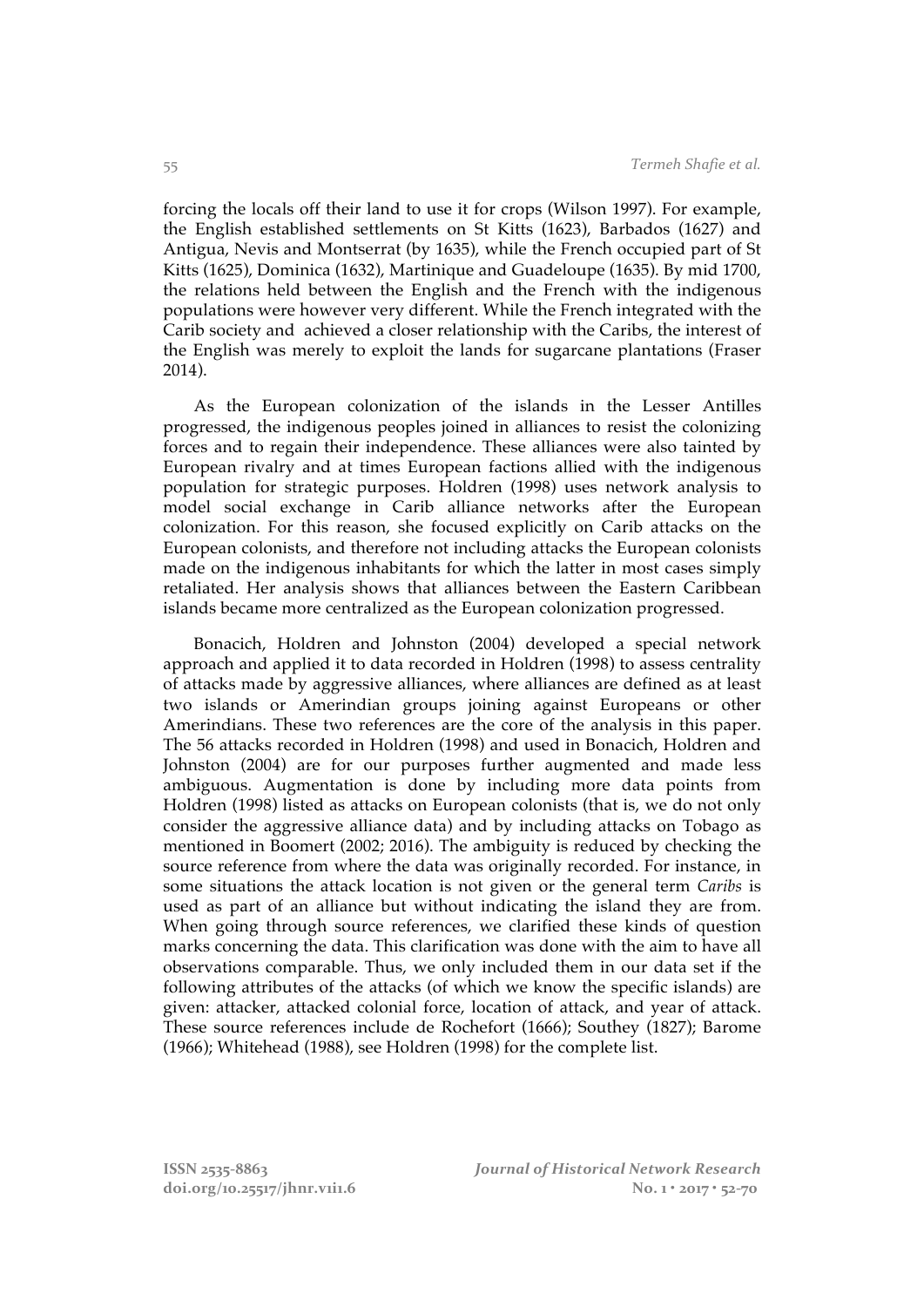forcing the locals off their land to use it for crops (Wilson 1997). For example, the English established settlements on St Kitts (1623), Barbados (1627) and Antigua, Nevis and Montserrat (by 1635), while the French occupied part of St Kitts (1625), Dominica (1632), Martinique and Guadeloupe (1635). By mid 1700, the relations held between the English and the French with the indigenous populations were however very different. While the French integrated with the Carib society and achieved a closer relationship with the Caribs, the interest of the English was merely to exploit the lands for sugarcane plantations (Fraser 2014).

As the European colonization of the islands in the Lesser Antilles progressed, the indigenous peoples joined in alliances to resist the colonizing forces and to regain their independence. These alliances were also tainted by European rivalry and at times European factions allied with the indigenous population for strategic purposes. Holdren (1998) uses network analysis to model social exchange in Carib alliance networks after the European colonization. For this reason, she focused explicitly on Carib attacks on the European colonists, and therefore not including attacks the European colonists made on the indigenous inhabitants for which the latter in most cases simply retaliated. Her analysis shows that alliances between the Eastern Caribbean islands became more centralized as the European colonization progressed.

Bonacich, Holdren and Johnston (2004) developed a special network approach and applied it to data recorded in Holdren (1998) to assess centrality of attacks made by aggressive alliances, where alliances are defined as at least two islands or Amerindian groups joining against Europeans or other Amerindians. These two references are the core of the analysis in this paper. The 56 attacks recorded in Holdren (1998) and used in Bonacich, Holdren and Johnston (2004) are for our purposes further augmented and made less ambiguous. Augmentation is done by including more data points from Holdren (1998) listed as attacks on European colonists (that is, we do not only consider the aggressive alliance data) and by including attacks on Tobago as mentioned in Boomert (2002; 2016). The ambiguity is reduced by checking the source reference from where the data was originally recorded. For instance, in some situations the attack location is not given or the general term *Caribs* is used as part of an alliance but without indicating the island they are from. When going through source references, we clarified these kinds of question marks concerning the data. This clarification was done with the aim to have all observations comparable. Thus, we only included them in our data set if the following attributes of the attacks (of which we know the specific islands) are given: attacker, attacked colonial force, location of attack, and year of attack. These source references include de Rochefort (1666); Southey (1827); Barome (1966); Whitehead (1988), see Holdren (1998) for the complete list.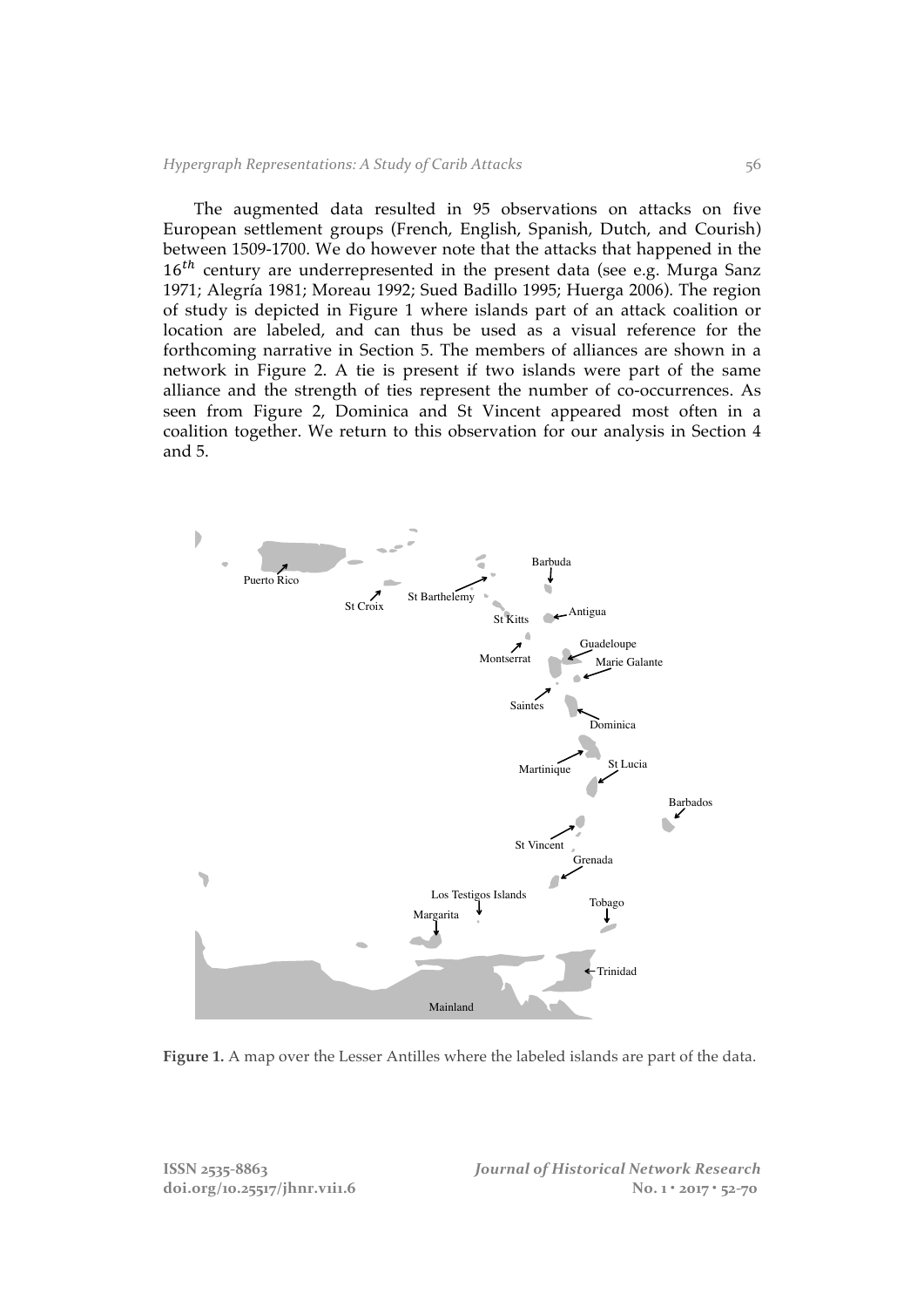The augmented data resulted in 95 observations on attacks on five European settlement groups (French, English, Spanish, Dutch, and Courish) between 1509-1700. We do however note that the attacks that happened in the $16^{th}$ century are underrepresented in the present data (see e.g. Murga Sanz 1971; Alegría 1981; Moreau 1992; Sued Badillo 1995; Huerga 2006). The region of study is depicted in Figure 1 where islands part of an attack coalition or location are labeled, and can thus be used as a visual reference for the forthcoming narrative in Section 5. The members of alliances are shown in a network in Figure 2. A tie is present if two islands were part of the same alliance and the strength of ties represent the number of co-occurrences. As seen from Figure 2, Dominica and St Vincent appeared most often in a coalition together. We return to this observation for our analysis in Section 4 and 5.

**Figure 1.** A map over the Lesser Antilles where the labeled islands are part of the data.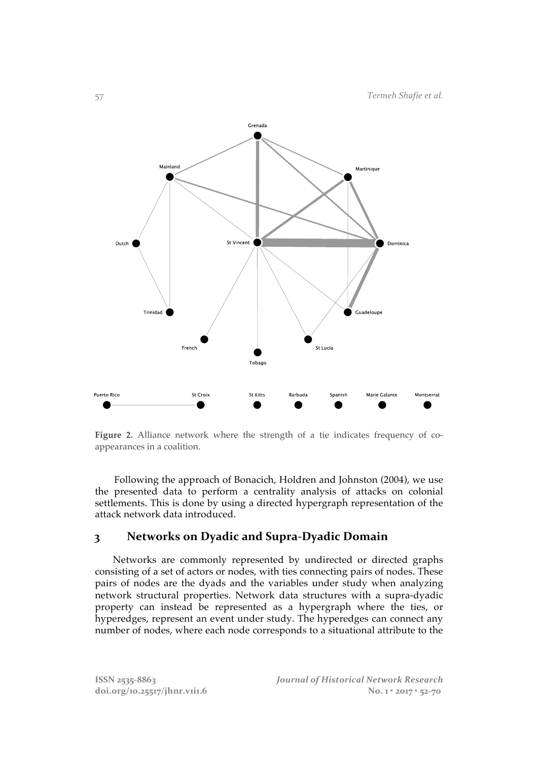**Figure 2.** Alliance network where the strength of a tie indicates frequency of co-appearances in a coalition.

Following the approach of Bonacich, Holdren and Johnston (2004), we use the presented data to perform a centrality analysis of attacks on colonial settlements. This is done by using a directed hypergraph representation of the attack network data introduced.

## 3 Networks on Dyadic and Supra-Dyadic Domain

Networks are commonly represented by undirected or directed graphs consisting of a set of actors or nodes, with ties connecting pairs of nodes. These pairs of nodes are the dyads and the variables under study when analyzing network structural properties. Network data structures with a supra-dyadic property can instead be represented as a hypergraph where the ties, or hyperedges, represent an event under study. The hyperedges can connect any number of nodes, where each node corresponds to a situational attribute to the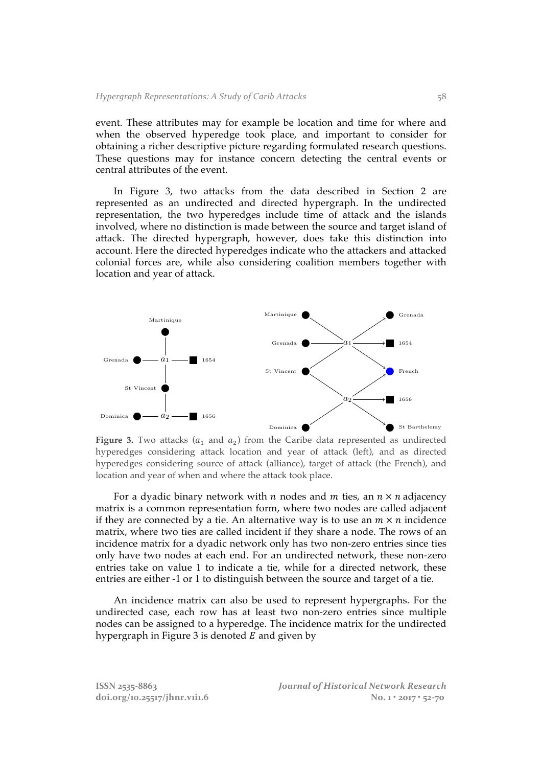event. These attributes may for example be location and time for where and when the observed hyperedge took place, and important to consider for obtaining a richer descriptive picture regarding formulated research questions. These questions may for instance concern detecting the central events or central attributes of the event.

In Figure 3, two attacks from the data described in Section 2 are represented as an undirected and directed hypergraph. In the undirected representation, the two hyperedges include time of attack and the islands involved, where no distinction is made between the source and target island of attack. The directed hypergraph, however, does take this distinction into account. Here the directed hyperedges indicate who the attackers and attacked colonial forces are, while also considering coalition members together with location and year of attack.

**Figure 3.** Two attacks ($a_1$ and $a_2$) from the Caribe data represented as undirected hyperedges considering attack location and year of attack (left), and as directed hyperedges considering source of attack (alliance), target of attack (the French), and location and year of when and where the attack took place.

For a dyadic binary network with $n$ nodes and $m$ ties, an $n \times n$ adjacency matrix is a common representation form, where two nodes are called adjacent if they are connected by a tie. An alternative way is to use an $m \times n$ incidence matrix, where two ties are called incident if they share a node. The rows of an incidence matrix for a dyadic network only has two non-zero entries since ties only have two nodes at each end. For an undirected network, these non-zero entries take on value 1 to indicate a tie, while for a directed network, these entries are either -1 or 1 to distinguish between the source and target of a tie.

An incidence matrix can also be used to represent hypergraphs. For the undirected case, each row has at least two non-zero entries since multiple nodes can be assigned to a hyperedge. The incidence matrix for the undirected hypergraph in Figure 3 is denoted $E$ and given by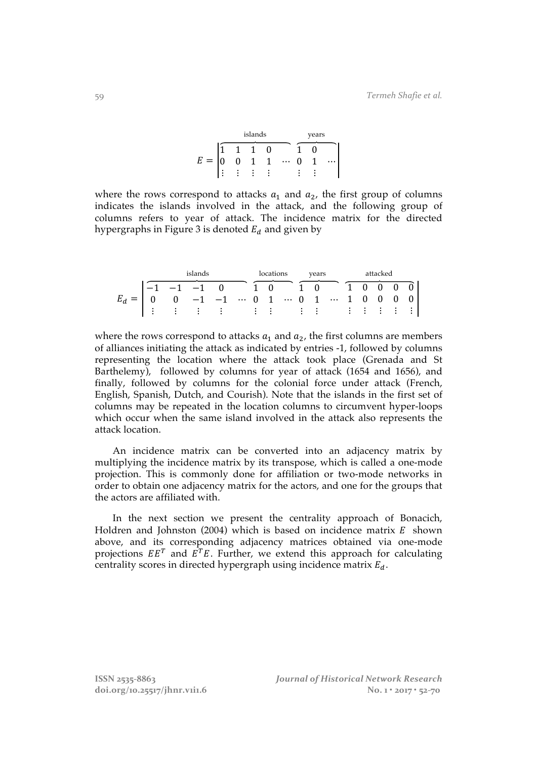$$E = \left| \begin{matrix} \overbrace{\begin{matrix} 1 & 1 & 1 & 0 & \\ 0 & 0 & 1 & 1 & \cdots \\ \vdots & \vdots & \vdots & \vdots & \end{matrix}}^{\text{islands}} & \overbrace{\begin{matrix} 1 & 0 & \\ 0 & 1 & \cdots \\ \vdots & \vdots & \end{matrix}}^{\text{years}} \end{matrix} \right|$$

where the rows correspond to attacks $a_1$ and $a_2$, the first group of columns indicates the islands involved in the attack, and the following group of columns refers to year of attack. The incidence matrix for the directed hypergraphs in Figure 3 is denoted $E_d$ and given by

$$E_d = \left| \begin{matrix} \overbrace{\begin{matrix} -1 & -1 & -1 & 0 & \\ 0 & 0 & -1 & -1 & \cdots \\ \vdots & \vdots & \vdots & \vdots & \end{matrix}}^{\text{islands}} & \overbrace{\begin{matrix} 1 & 0 & \\ 0 & 1 & \cdots \\ \vdots & \vdots & \end{matrix}}^{\text{locations}} & \overbrace{\begin{matrix} 1 & 0 & \\ 0 & 1 & \cdots \\ \vdots & \vdots & \end{matrix}}^{\text{years}} & \overbrace{\begin{matrix} 1 & 0 & 0 & 0 & 0 \\ 1 & 0 & 0 & 0 & 0 \\ \vdots & \vdots & \vdots & \vdots & \vdots \end{matrix}}^{\text{attacked}} \end{matrix} \right|$$

where the rows correspond to attacks $a_1$ and $a_2$, the first columns are members of alliances initiating the attack as indicated by entries -1, followed by columns representing the location where the attack took place (Grenada and St Barthelemy), followed by columns for year of attack (1654 and 1656), and finally, followed by columns for the colonial force under attack (French, English, Spanish, Dutch, and Courish). Note that the islands in the first set of columns may be repeated in the location columns to circumvent hyper-loops which occur when the same island involved in the attack also represents the attack location.

An incidence matrix can be converted into an adjacency matrix by multiplying the incidence matrix by its transpose, which is called a one-mode projection. This is commonly done for affiliation or two-mode networks in order to obtain one adjacency matrix for the actors, and one for the groups that the actors are affiliated with.

In the next section we present the centrality approach of Bonacich, Holdren and Johnston (2004) which is based on incidence matrix $E$ shown above, and its corresponding adjacency matrices obtained via one-mode projections $EE^T$ and $E^TE$. Further, we extend this approach for calculating centrality scores in directed hypergraph using incidence matrix $E_d$.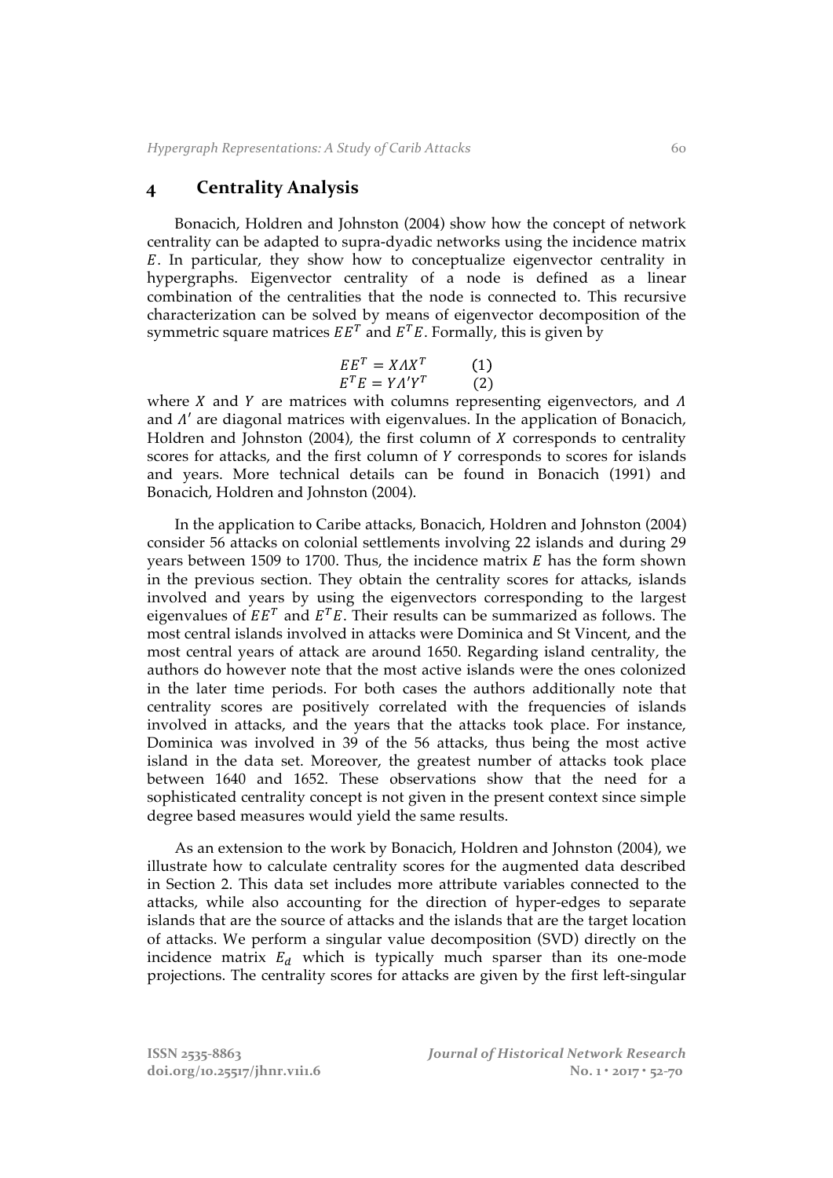## 4 Centrality Analysis

Bonacich, Holdren and Johnston (2004) show how the concept of network centrality can be adapted to supra-dyadic networks using the incidence matrix $E$. In particular, they show how to conceptualize eigenvector centrality in hypergraphs. Eigenvector centrality of a node is defined as a linear combination of the centralities that the node is connected to. This recursive characterization can be solved by means of eigenvector decomposition of the symmetric square matrices $EE^T$ and $E^TE$. Formally, this is given by

$$EE^T = X\Lambda X^T \qquad (1)$$

$$E^TE = Y\Lambda' Y^T \qquad (2)$$

where $X$ and $Y$ are matrices with columns representing eigenvectors, and $\Lambda$ and $\Lambda'$ are diagonal matrices with eigenvalues. In the application of Bonacich, Holdren and Johnston (2004), the first column of $X$ corresponds to centrality scores for attacks, and the first column of $Y$ corresponds to scores for islands and years. More technical details can be found in Bonacich (1991) and Bonacich, Holdren and Johnston (2004).

In the application to Caribe attacks, Bonacich, Holdren and Johnston (2004) consider 56 attacks on colonial settlements involving 22 islands and during 29 years between 1509 to 1700. Thus, the incidence matrix $E$ has the form shown in the previous section. They obtain the centrality scores for attacks, islands involved and years by using the eigenvectors corresponding to the largest eigenvalues of $EE^T$ and $E^TE$. Their results can be summarized as follows. The most central islands involved in attacks were Dominica and St Vincent, and the most central years of attack are around 1650. Regarding island centrality, the authors do however note that the most active islands were the ones colonized in the later time periods. For both cases the authors additionally note that centrality scores are positively correlated with the frequencies of islands involved in attacks, and the years that the attacks took place. For instance, Dominica was involved in 39 of the 56 attacks, thus being the most active island in the data set. Moreover, the greatest number of attacks took place between 1640 and 1652. These observations show that the need for a sophisticated centrality concept is not given in the present context since simple degree based measures would yield the same results.

As an extension to the work by Bonacich, Holdren and Johnston (2004), we illustrate how to calculate centrality scores for the augmented data described in Section 2. This data set includes more attribute variables connected to the attacks, while also accounting for the direction of hyper-edges to separate islands that are the source of attacks and the islands that are the target location of attacks. We perform a singular value decomposition (SVD) directly on the incidence matrix $E_d$ which is typically much sparser than its one-mode projections. The centrality scores for attacks are given by the first left-singular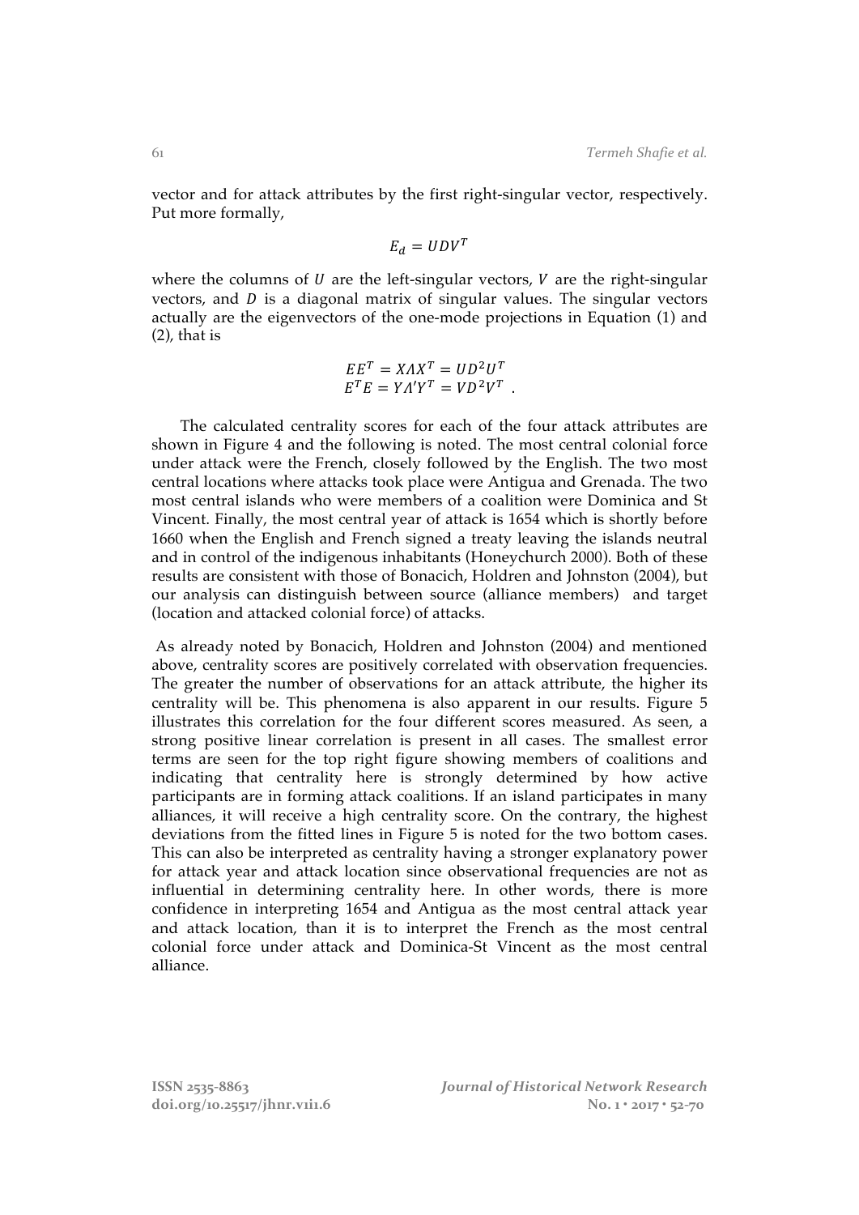vector and for attack attributes by the first right-singular vector, respectively. Put more formally,

$$E_d = UDV^T$$

where the columns of $U$ are the left-singular vectors, $V$ are the right-singular vectors, and $D$ is a diagonal matrix of singular values. The singular vectors actually are the eigenvectors of the one-mode projections in Equation (1) and (2), that is

$$EE^T = X\Lambda X^T = UD^2U^T$$
$$E^TE = Y\Lambda' Y^T = VD^2V^T \ .$$

The calculated centrality scores for each of the four attack attributes are shown in Figure 4 and the following is noted. The most central colonial force under attack were the French, closely followed by the English. The two most central locations where attacks took place were Antigua and Grenada. The two most central islands who were members of a coalition were Dominica and St Vincent. Finally, the most central year of attack is 1654 which is shortly before 1660 when the English and French signed a treaty leaving the islands neutral and in control of the indigenous inhabitants (Honeychurch 2000). Both of these results are consistent with those of Bonacich, Holdren and Johnston (2004), but our analysis can distinguish between source (alliance members) and target (location and attacked colonial force) of attacks.

As already noted by Bonacich, Holdren and Johnston (2004) and mentioned above, centrality scores are positively correlated with observation frequencies. The greater the number of observations for an attack attribute, the higher its centrality will be. This phenomena is also apparent in our results. Figure 5 illustrates this correlation for the four different scores measured. As seen, a strong positive linear correlation is present in all cases. The smallest error terms are seen for the top right figure showing members of coalitions and indicating that centrality here is strongly determined by how active participants are in forming attack coalitions. If an island participates in many alliances, it will receive a high centrality score. On the contrary, the highest deviations from the fitted lines in Figure 5 is noted for the two bottom cases. This can also be interpreted as centrality having a stronger explanatory power for attack year and attack location since observational frequencies are not as influential in determining centrality here. In other words, there is more confidence in interpreting 1654 and Antigua as the most central attack year and attack location, than it is to interpret the French as the most central colonial force under attack and Dominica-St Vincent as the most central alliance.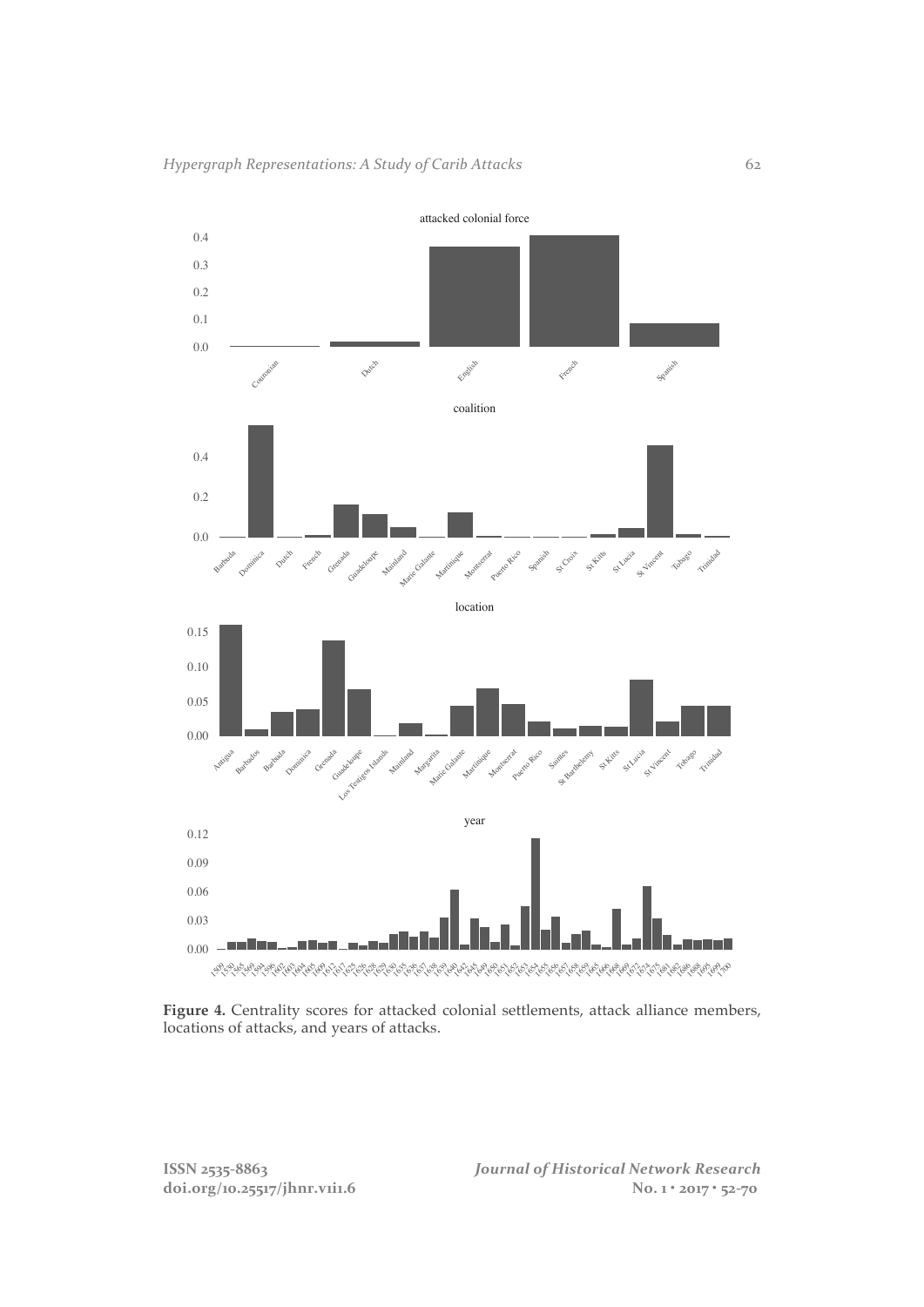**Figure 4.** Centrality scores for attacked colonial settlements, attack alliance members, locations of attacks, and years of attacks.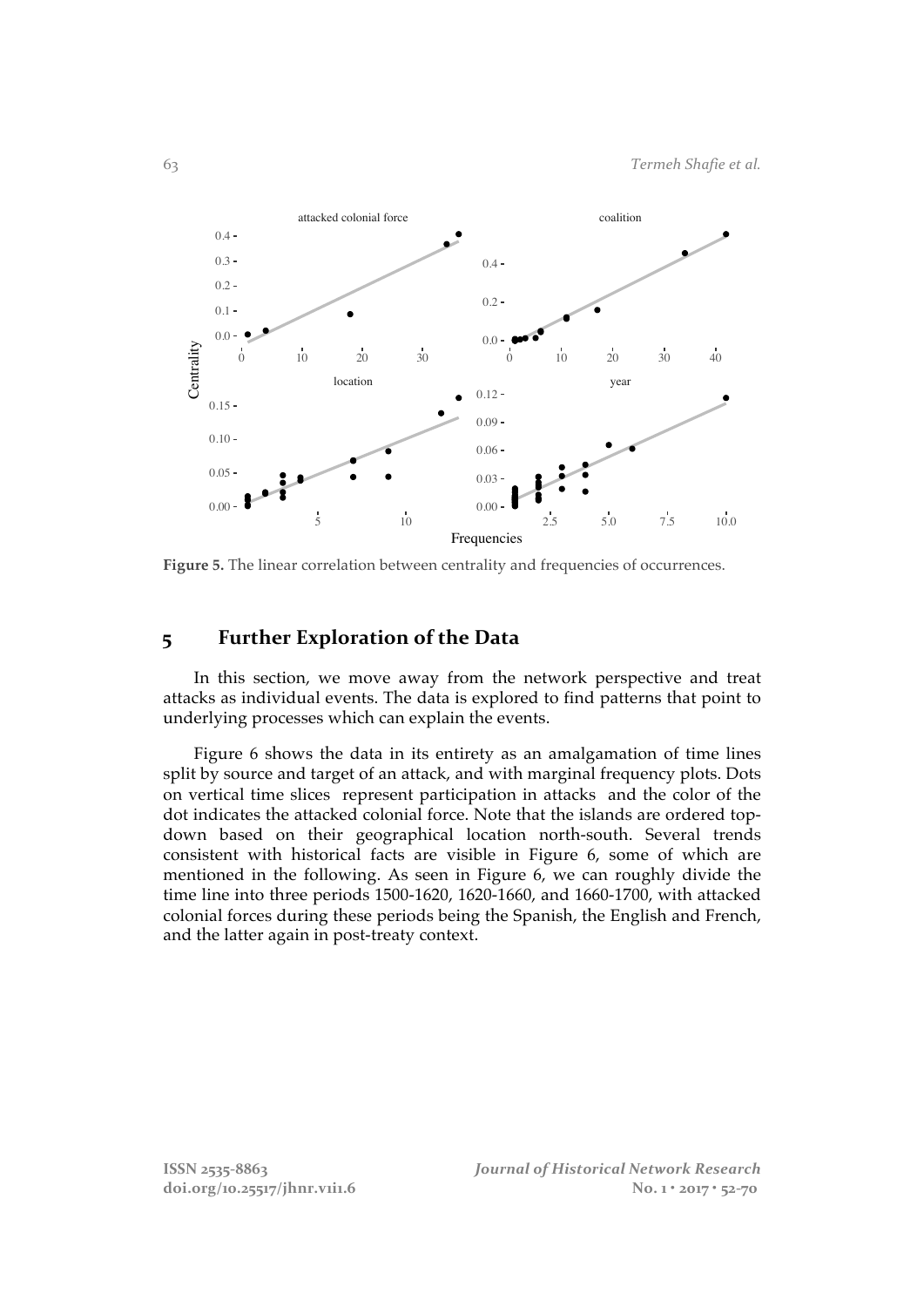**Figure 5.** The linear correlation between centrality and frequencies of occurrences.

## 5 Further Exploration of the Data

In this section, we move away from the network perspective and treat attacks as individual events. The data is explored to find patterns that point to underlying processes which can explain the events.

Figure 6 shows the data in its entirety as an amalgamation of time lines split by source and target of an attack, and with marginal frequency plots. Dots on vertical time slices represent participation in attacks and the color of the dot indicates the attacked colonial force. Note that the islands are ordered top-down based on their geographical location north-south. Several trends consistent with historical facts are visible in Figure 6, some of which are mentioned in the following. As seen in Figure 6, we can roughly divide the time line into three periods 1500-1620, 1620-1660, and 1660-1700, with attacked colonial forces during these periods being the Spanish, the English and French, and the latter again in post-treaty context.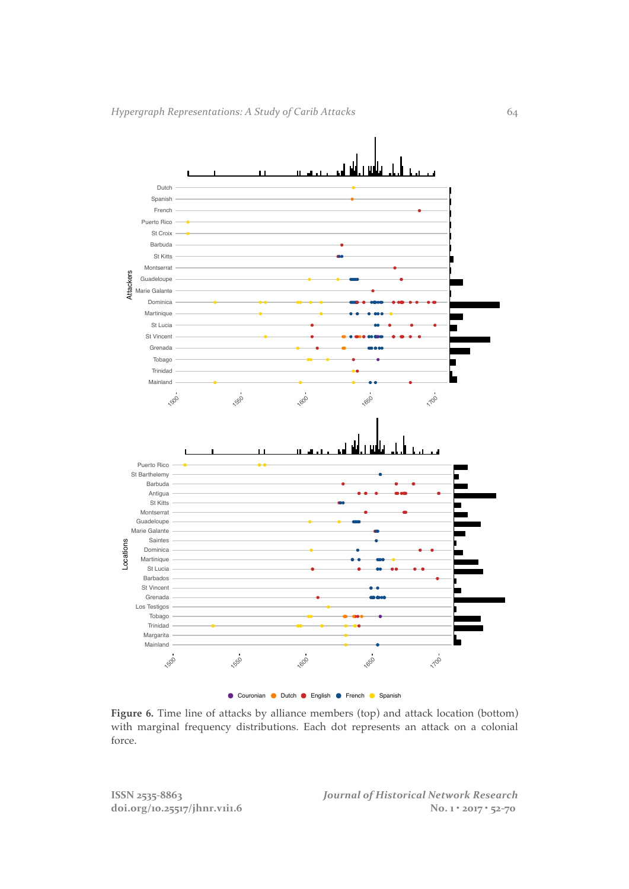**Figure 6.** Time line of attacks by alliance members (top) and attack location (bottom) with marginal frequency distributions. Each dot represents an attack on a colonial force.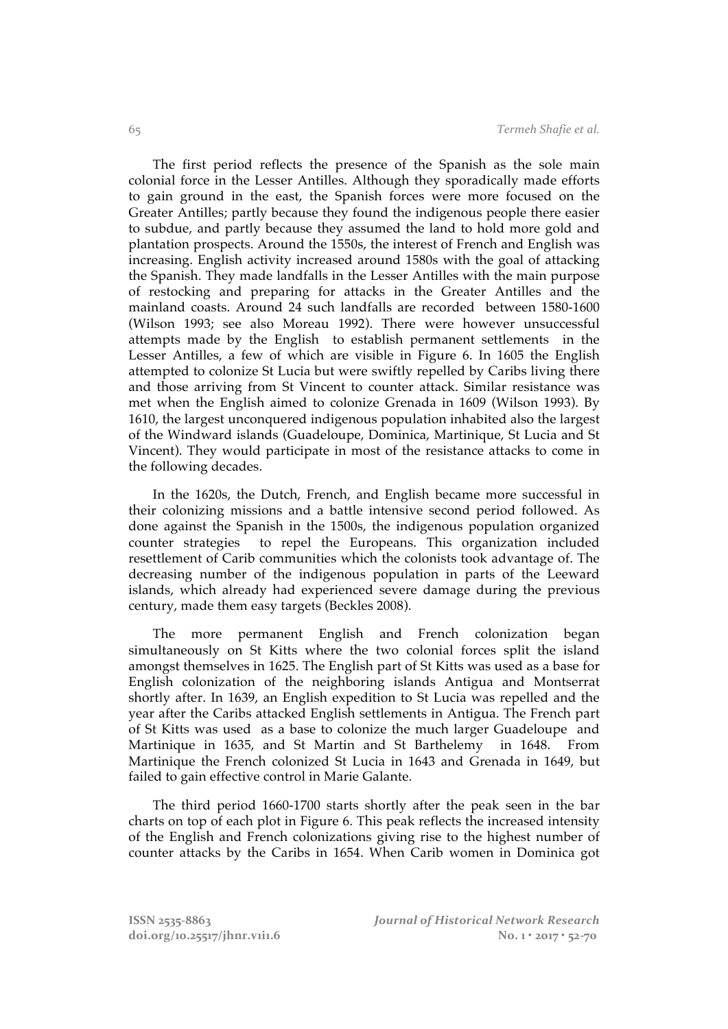The first period reflects the presence of the Spanish as the sole main colonial force in the Lesser Antilles. Although they sporadically made efforts to gain ground in the east, the Spanish forces were more focused on the Greater Antilles; partly because they found the indigenous people there easier to subdue, and partly because they assumed the land to hold more gold and plantation prospects. Around the 1550s, the interest of French and English was increasing. English activity increased around 1580s with the goal of attacking the Spanish. They made landfalls in the Lesser Antilles with the main purpose of restocking and preparing for attacks in the Greater Antilles and the mainland coasts. Around 24 such landfalls are recorded between 1580-1600 (Wilson 1993; see also Moreau 1992). There were however unsuccessful attempts made by the English to establish permanent settlements in the Lesser Antilles, a few of which are visible in Figure 6. In 1605 the English attempted to colonize St Lucia but were swiftly repelled by Caribs living there and those arriving from St Vincent to counter attack. Similar resistance was met when the English aimed to colonize Grenada in 1609 (Wilson 1993). By 1610, the largest unconquered indigenous population inhabited also the largest of the Windward islands (Guadeloupe, Dominica, Martinique, St Lucia and St Vincent). They would participate in most of the resistance attacks to come in the following decades.

In the 1620s, the Dutch, French, and English became more successful in their colonizing missions and a battle intensive second period followed. As done against the Spanish in the 1500s, the indigenous population organized counter strategies to repel the Europeans. This organization included resettlement of Carib communities which the colonists took advantage of. The decreasing number of the indigenous population in parts of the Leeward islands, which already had experienced severe damage during the previous century, made them easy targets (Beckles 2008).

The more permanent English and French colonization began simultaneously on St Kitts where the two colonial forces split the island amongst themselves in 1625. The English part of St Kitts was used as a base for English colonization of the neighboring islands Antigua and Montserrat shortly after. In 1639, an English expedition to St Lucia was repelled and the year after the Caribs attacked English settlements in Antigua. The French part of St Kitts was used as a base to colonize the much larger Guadeloupe and Martinique in 1635, and St Martin and St Barthelemy in 1648. From Martinique the French colonized St Lucia in 1643 and Grenada in 1649, but failed to gain effective control in Marie Galante.

The third period 1660-1700 starts shortly after the peak seen in the bar charts on top of each plot in Figure 6. This peak reflects the increased intensity of the English and French colonizations giving rise to the highest number of counter attacks by the Caribs in 1654. When Carib women in Dominica got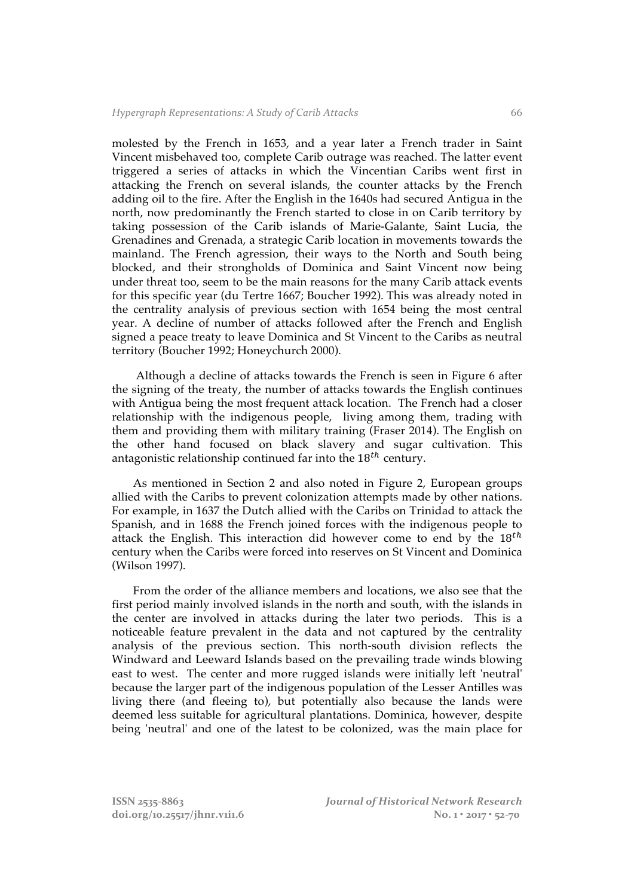molested by the French in 1653, and a year later a French trader in Saint Vincent misbehaved too, complete Carib outrage was reached. The latter event triggered a series of attacks in which the Vincentian Caribs went first in attacking the French on several islands, the counter attacks by the French adding oil to the fire. After the English in the 1640s had secured Antigua in the north, now predominantly the French started to close in on Carib territory by taking possession of the Carib islands of Marie-Galante, Saint Lucia, the Grenadines and Grenada, a strategic Carib location in movements towards the mainland. The French agression, their ways to the North and South being blocked, and their strongholds of Dominica and Saint Vincent now being under threat too, seem to be the main reasons for the many Carib attack events for this specific year (du Tertre 1667; Boucher 1992). This was already noted in the centrality analysis of previous section with 1654 being the most central year. A decline of number of attacks followed after the French and English signed a peace treaty to leave Dominica and St Vincent to the Caribs as neutral territory (Boucher 1992; Honeychurch 2000).

Although a decline of attacks towards the French is seen in Figure 6 after the signing of the treaty, the number of attacks towards the English continues with Antigua being the most frequent attack location. The French had a closer relationship with the indigenous people, living among them, trading with them and providing them with military training (Fraser 2014). The English on the other hand focused on black slavery and sugar cultivation. This antagonistic relationship continued far into the $18^{th}$ century.

As mentioned in Section 2 and also noted in Figure 2, European groups allied with the Caribs to prevent colonization attempts made by other nations. For example, in 1637 the Dutch allied with the Caribs on Trinidad to attack the Spanish, and in 1688 the French joined forces with the indigenous people to attack the English. This interaction did however come to end by the $18^{th}$ century when the Caribs were forced into reserves on St Vincent and Dominica (Wilson 1997).

From the order of the alliance members and locations, we also see that the first period mainly involved islands in the north and south, with the islands in the center are involved in attacks during the later two periods. This is a noticeable feature prevalent in the data and not captured by the centrality analysis of the previous section. This north-south division reflects the Windward and Leeward Islands based on the prevailing trade winds blowing east to west. The center and more rugged islands were initially left 'neutral' because the larger part of the indigenous population of the Lesser Antilles was living there (and fleeing to), but potentially also because the lands were deemed less suitable for agricultural plantations. Dominica, however, despite being 'neutral' and one of the latest to be colonized, was the main place for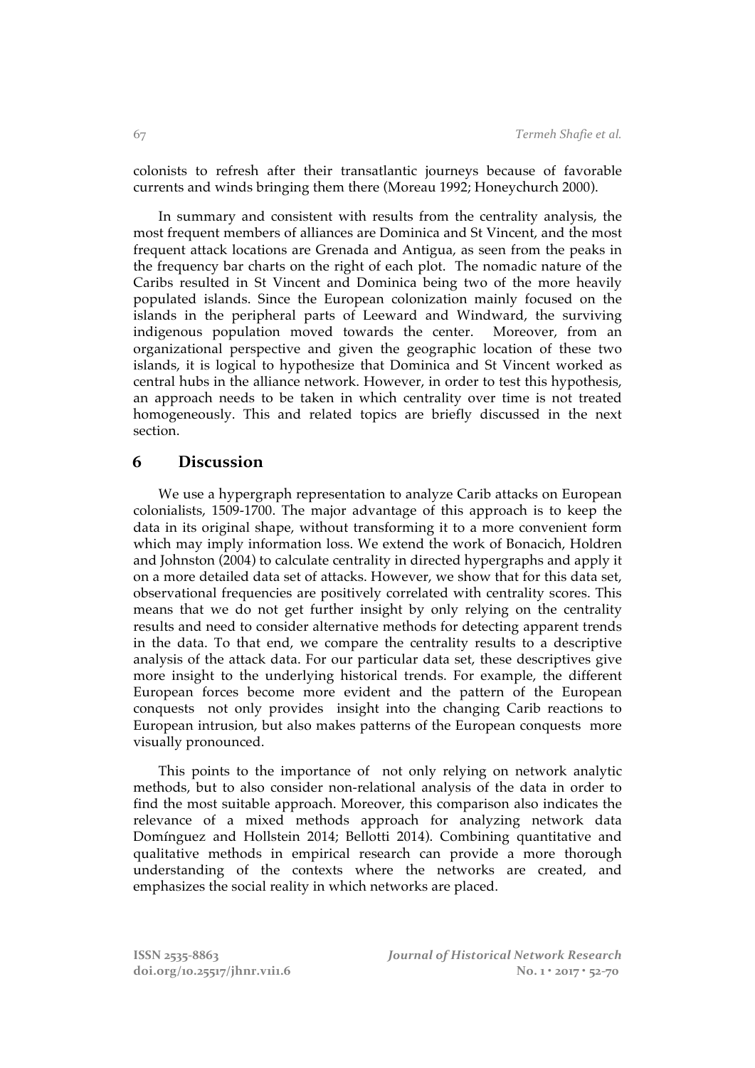colonists to refresh after their transatlantic journeys because of favorable currents and winds bringing them there (Moreau 1992; Honeychurch 2000).

In summary and consistent with results from the centrality analysis, the most frequent members of alliances are Dominica and St Vincent, and the most frequent attack locations are Grenada and Antigua, as seen from the peaks in the frequency bar charts on the right of each plot. The nomadic nature of the Caribs resulted in St Vincent and Dominica being two of the more heavily populated islands. Since the European colonization mainly focused on the islands in the peripheral parts of Leeward and Windward, the surviving indigenous population moved towards the center. Moreover, from an organizational perspective and given the geographic location of these two islands, it is logical to hypothesize that Dominica and St Vincent worked as central hubs in the alliance network. However, in order to test this hypothesis, an approach needs to be taken in which centrality over time is not treated homogeneously. This and related topics are briefly discussed in the next section.

## 6 Discussion

We use a hypergraph representation to analyze Carib attacks on European colonialists, 1509-1700. The major advantage of this approach is to keep the data in its original shape, without transforming it to a more convenient form which may imply information loss. We extend the work of Bonacich, Holdren and Johnston (2004) to calculate centrality in directed hypergraphs and apply it on a more detailed data set of attacks. However, we show that for this data set, observational frequencies are positively correlated with centrality scores. This means that we do not get further insight by only relying on the centrality results and need to consider alternative methods for detecting apparent trends in the data. To that end, we compare the centrality results to a descriptive analysis of the attack data. For our particular data set, these descriptives give more insight to the underlying historical trends. For example, the different European forces become more evident and the pattern of the European conquests not only provides insight into the changing Carib reactions to European intrusion, but also makes patterns of the European conquests more visually pronounced.

This points to the importance of not only relying on network analytic methods, but to also consider non-relational analysis of the data in order to find the most suitable approach. Moreover, this comparison also indicates the relevance of a mixed methods approach for analyzing network data Domínguez and Hollstein 2014; Bellotti 2014). Combining quantitative and qualitative methods in empirical research can provide a more thorough understanding of the contexts where the networks are created, and emphasizes the social reality in which networks are placed.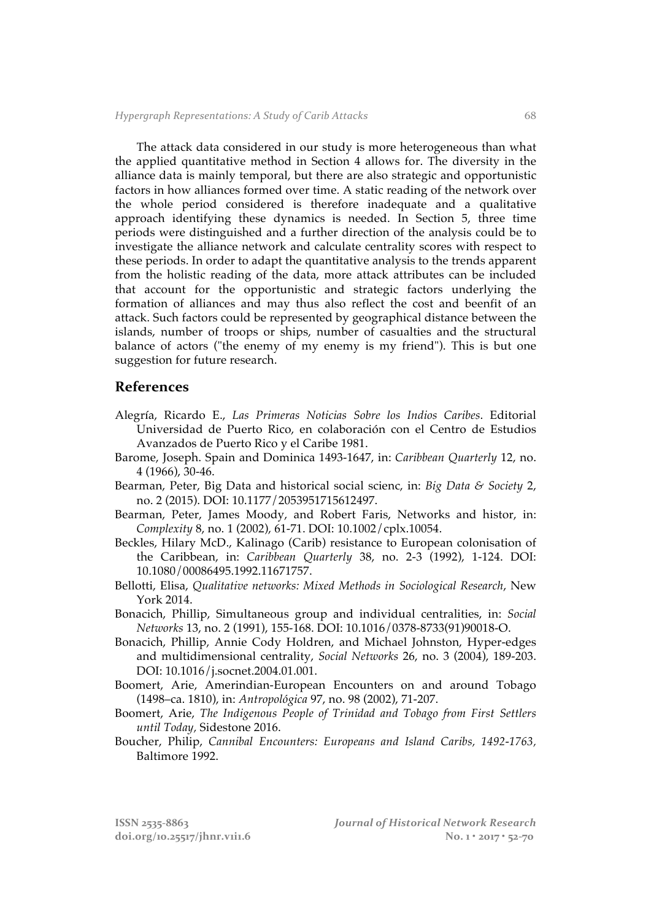The attack data considered in our study is more heterogeneous than what the applied quantitative method in Section 4 allows for. The diversity in the alliance data is mainly temporal, but there are also strategic and opportunistic factors in how alliances formed over time. A static reading of the network over the whole period considered is therefore inadequate and a qualitative approach identifying these dynamics is needed. In Section 5, three time periods were distinguished and a further direction of the analysis could be to investigate the alliance network and calculate centrality scores with respect to these periods. In order to adapt the quantitative analysis to the trends apparent from the holistic reading of the data, more attack attributes can be included that account for the opportunistic and strategic factors underlying the formation of alliances and may thus also reflect the cost and beenfit of an attack. Such factors could be represented by geographical distance between the islands, number of troops or ships, number of casualties and the structural balance of actors ("the enemy of my enemy is my friend"). This is but one suggestion for future research.

## References

Alegría, Ricardo E., *Las Primeras Noticias Sobre los Indios Caribes*. Editorial Universidad de Puerto Rico, en colaboración con el Centro de Estudios Avanzados de Puerto Rico y el Caribe 1981.

Barome, Joseph. Spain and Dominica 1493-1647, in: *Caribbean Quarterly* 12, no. 4 (1966), 30-46.

Bearman, Peter, Big Data and historical social scienc, in: *Big Data & Society* 2, no. 2 (2015). DOI: 10.1177/2053951715612497.

Bearman, Peter, James Moody, and Robert Faris, Networks and histor, in: *Complexity* 8, no. 1 (2002), 61-71. DOI: 10.1002/cplx.10054.

Beckles, Hilary McD., Kalinago (Carib) resistance to European colonisation of the Caribbean, in: *Caribbean Quarterly* 38, no. 2-3 (1992), 1-124. DOI: 10.1080/00086495.1992.11671757.

Bellotti, Elisa, *Qualitative networks: Mixed Methods in Sociological Research*, New York 2014.

Bonacich, Phillip, Simultaneous group and individual centralities, in: *Social Networks* 13, no. 2 (1991), 155-168. DOI: 10.1016/0378-8733(91)90018-O.

Bonacich, Phillip, Annie Cody Holdren, and Michael Johnston, Hyper-edges and multidimensional centrality, *Social Networks* 26, no. 3 (2004), 189-203. DOI: 10.1016/j.socnet.2004.01.001.

Boomert, Arie, Amerindian-European Encounters on and around Tobago (1498–ca. 1810), in: *Antropológica* 97, no. 98 (2002), 71-207.

Boomert, Arie, *The Indigenous People of Trinidad and Tobago from First Settlers until Today*, Sidestone 2016.

Boucher, Philip, *Cannibal Encounters: Europeans and Island Caribs, 1492-1763*, Baltimore 1992.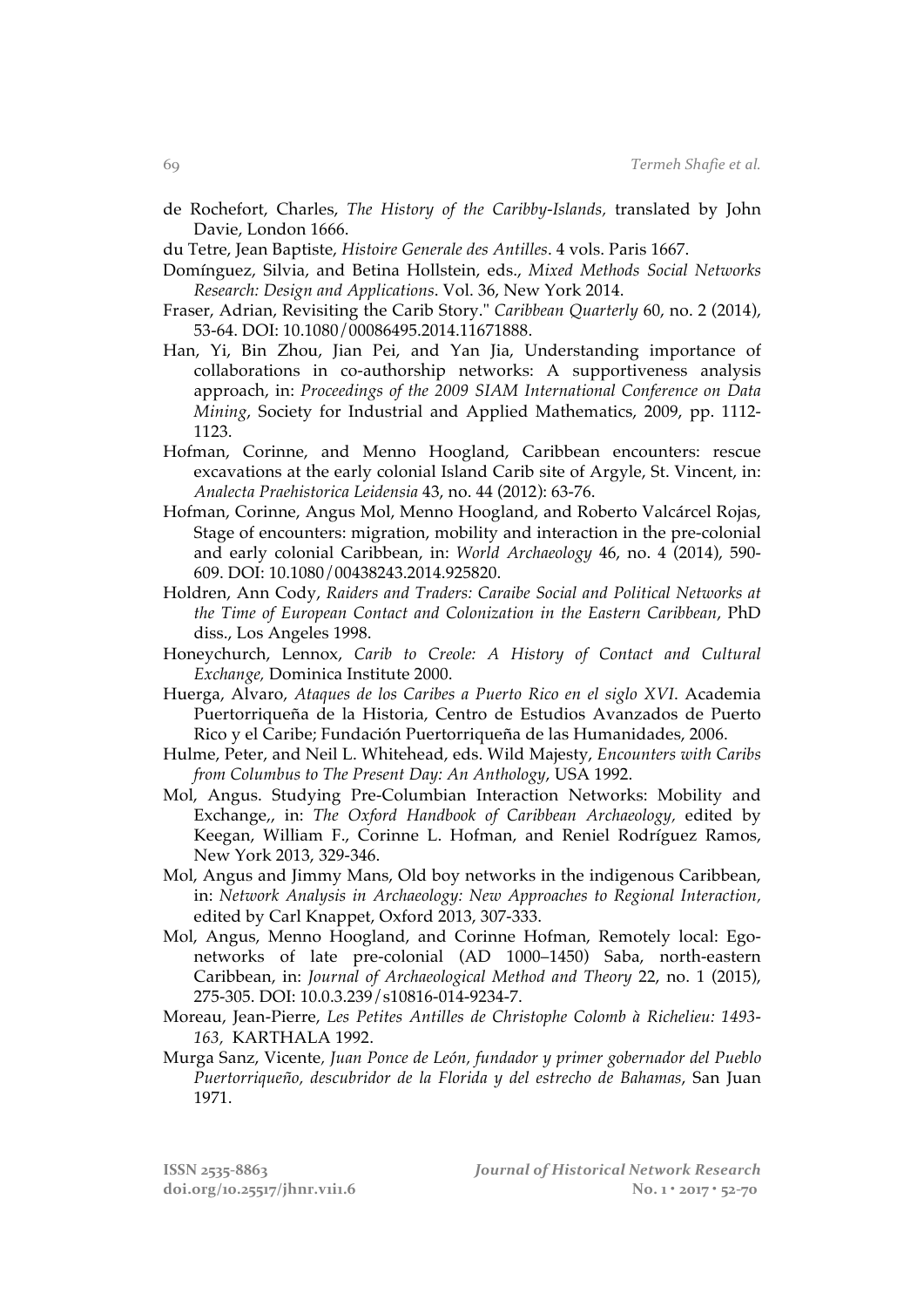de Rochefort, Charles, *The History of the Caribby-Islands,* translated by John Davie, London 1666.

du Tetre, Jean Baptiste, *Histoire Generale des Antilles*. 4 vols. Paris 1667.

Domínguez, Silvia, and Betina Hollstein, eds., *Mixed Methods Social Networks Research: Design and Applications*. Vol. 36, New York 2014.

Fraser, Adrian, Revisiting the Carib Story." *Caribbean Quarterly* 60, no. 2 (2014), 53-64. DOI: 10.1080/00086495.2014.11671888.

Han, Yi, Bin Zhou, Jian Pei, and Yan Jia, Understanding importance of collaborations in co-authorship networks: A supportiveness analysis approach, in: *Proceedings of the 2009 SIAM International Conference on Data Mining*, Society for Industrial and Applied Mathematics, 2009, pp. 1112-1123.

Hofman, Corinne, and Menno Hoogland, Caribbean encounters: rescue excavations at the early colonial Island Carib site of Argyle, St. Vincent, in: *Analecta Praehistorica Leidensia* 43, no. 44 (2012): 63-76.

Hofman, Corinne, Angus Mol, Menno Hoogland, and Roberto Valcárcel Rojas, Stage of encounters: migration, mobility and interaction in the pre-colonial and early colonial Caribbean, in: *World Archaeology* 46, no. 4 (2014), 590-609. DOI: 10.1080/00438243.2014.925820.

Holdren, Ann Cody, *Raiders and Traders: Caraibe Social and Political Networks at the Time of European Contact and Colonization in the Eastern Caribbean*, PhD diss., Los Angeles 1998.

Honeychurch, Lennox, *Carib to Creole: A History of Contact and Cultural Exchange,* Dominica Institute 2000.

Huerga, Alvaro, *Ataques de los Caribes a Puerto Rico en el siglo XVI*. Academia Puertorriqueña de la Historia, Centro de Estudios Avanzados de Puerto Rico y el Caribe; Fundación Puertorriqueña de las Humanidades, 2006.

Hulme, Peter, and Neil L. Whitehead, eds. Wild Majesty, *Encounters with Caribs from Columbus to The Present Day: An Anthology*, USA 1992.

Mol, Angus. Studying Pre-Columbian Interaction Networks: Mobility and Exchange,, in: *The Oxford Handbook of Caribbean Archaeology,* edited by Keegan, William F., Corinne L. Hofman, and Reniel Rodríguez Ramos, New York 2013, 329-346.

Mol, Angus and Jimmy Mans, Old boy networks in the indigenous Caribbean, in: *Network Analysis in Archaeology: New Approaches to Regional Interaction,* edited by Carl Knappet, Oxford 2013, 307-333.

Mol, Angus, Menno Hoogland, and Corinne Hofman, Remotely local: Ego-networks of late pre-colonial (AD 1000–1450) Saba, north-eastern Caribbean, in: *Journal of Archaeological Method and Theory* 22, no. 1 (2015), 275-305. DOI: 10.0.3.239/s10816-014-9234-7.

Moreau, Jean-Pierre, *Les Petites Antilles de Christophe Colomb à Richelieu: 1493-163,* KARTHALA 1992.

Murga Sanz, Vicente, *Juan Ponce de León, fundador y primer gobernador del Pueblo Puertorriqueño, descubridor de la Florida y del estrecho de Bahamas*, San Juan 1971.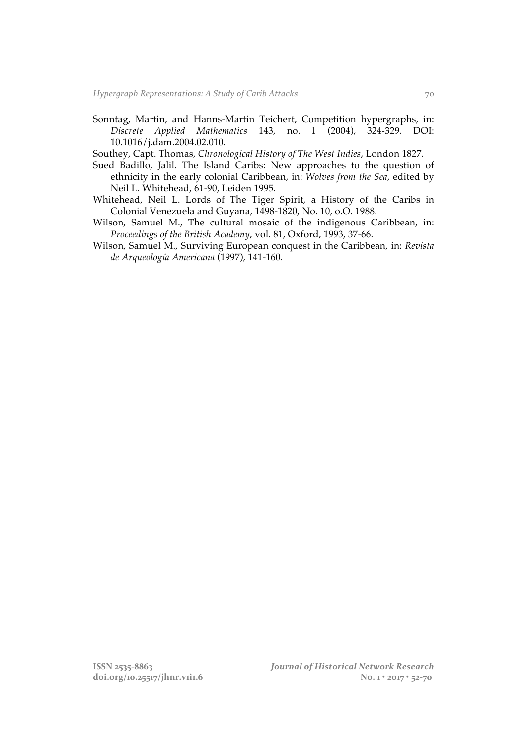Sonntag, Martin, and Hanns-Martin Teichert, Competition hypergraphs, in: *Discrete Applied Mathematics* 143, no. 1 (2004), 324-329. DOI: 10.1016/j.dam.2004.02.010.

Southey, Capt. Thomas, *Chronological History of The West Indies*, London 1827.

Sued Badillo, Jalil. The Island Caribs: New approaches to the question of ethnicity in the early colonial Caribbean, in: *Wolves from the Sea*, edited by Neil L. Whitehead, 61-90, Leiden 1995.

Whitehead, Neil L. Lords of The Tiger Spirit, a History of the Caribs in Colonial Venezuela and Guyana, 1498-1820, No. 10, o.O. 1988.

Wilson, Samuel M., The cultural mosaic of the indigenous Caribbean, in: *Proceedings of the British Academy*, vol. 81, Oxford, 1993, 37-66.

Wilson, Samuel M., Surviving European conquest in the Caribbean, in: *Revista de Arqueología Americana* (1997), 141-160.